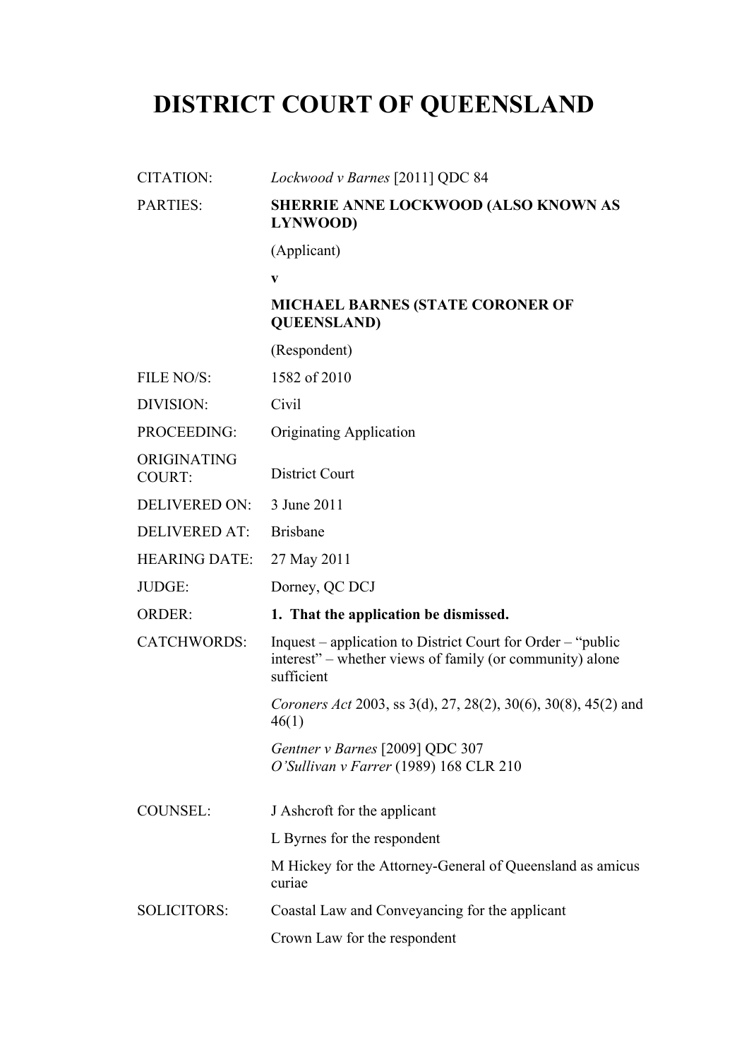# DISTRICT COURT OF QUEENSLAND

| | |
|---|---|
| CITATION: | *Lockwood v Barnes* [2011] QDC 84 |
| PARTIES: | **SHERRIE ANNE LOCKWOOD (ALSO KNOWN AS LYNWOOD)** |
| | (Applicant) |
| | **v** |
| | **MICHAEL BARNES (STATE CORONER OF QUEENSLAND)** |
| | (Respondent) |
| FILE NO/S: | 1582 of 2010 |
| DIVISION: | Civil |
| PROCEEDING: | Originating Application |
| ORIGINATING COURT: | District Court |
| DELIVERED ON: | 3 June 2011 |
| DELIVERED AT: | Brisbane |
| HEARING DATE: | 27 May 2011 |
| JUDGE: | Dorney, QC DCJ |
| ORDER: | **1. That the application be dismissed.** |
| CATCHWORDS: | Inquest – application to District Court for Order – "public interest" – whether views of family (or community) alone sufficient |
| | *Coroners Act* 2003, ss 3(d), 27, 28(2), 30(6), 30(8), 45(2) and 46(1) |
| | *Gentner v Barnes* [2009] QDC 307<br>*O'Sullivan v Farrer* (1989) 168 CLR 210 |
| COUNSEL: | J Ashcroft for the applicant |
| | L Byrnes for the respondent |
| | M Hickey for the Attorney-General of Queensland as amicus curiae |
| SOLICITORS: | Coastal Law and Conveyancing for the applicant |
| | Crown Law for the respondent |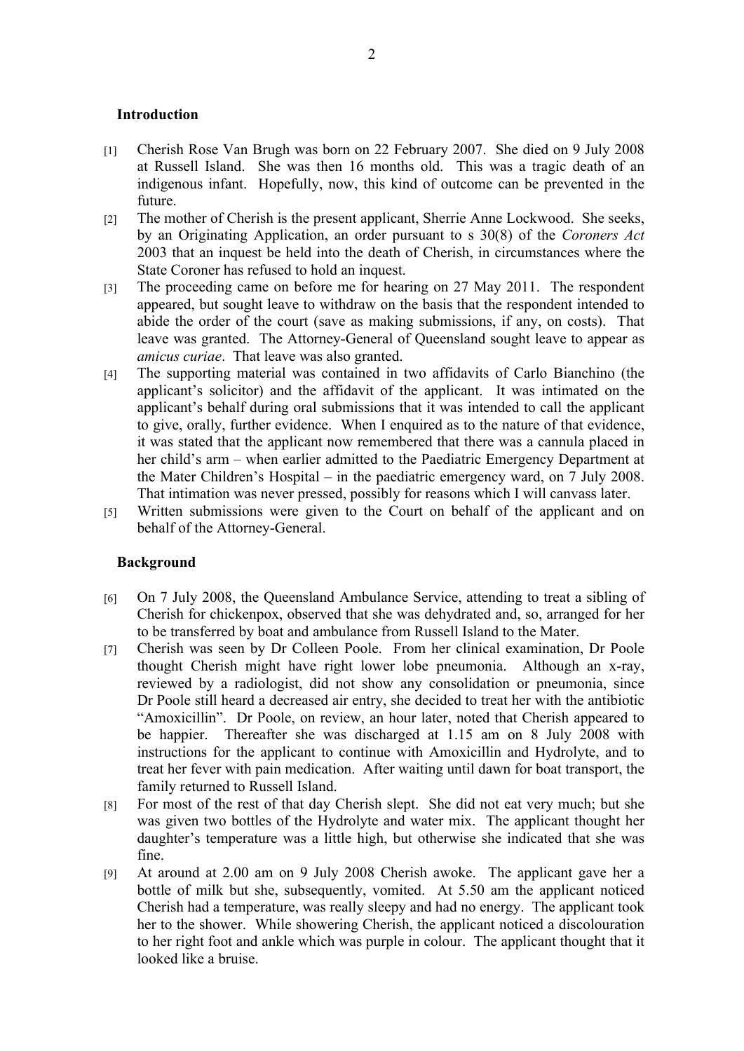## Introduction

[1] Cherish Rose Van Brugh was born on 22 February 2007. She died on 9 July 2008 at Russell Island. She was then 16 months old. This was a tragic death of an indigenous infant. Hopefully, now, this kind of outcome can be prevented in the future.

[2] The mother of Cherish is the present applicant, Sherrie Anne Lockwood. She seeks, by an Originating Application, an order pursuant to s 30(8) of the *Coroners Act* 2003 that an inquest be held into the death of Cherish, in circumstances where the State Coroner has refused to hold an inquest.

[3] The proceeding came on before me for hearing on 27 May 2011. The respondent appeared, but sought leave to withdraw on the basis that the respondent intended to abide the order of the court (save as making submissions, if any, on costs). That leave was granted. The Attorney-General of Queensland sought leave to appear as *amicus curiae*. That leave was also granted.

[4] The supporting material was contained in two affidavits of Carlo Bianchino (the applicant's solicitor) and the affidavit of the applicant. It was intimated on the applicant's behalf during oral submissions that it was intended to call the applicant to give, orally, further evidence. When I enquired as to the nature of that evidence, it was stated that the applicant now remembered that there was a cannula placed in her child's arm – when earlier admitted to the Paediatric Emergency Department at the Mater Children's Hospital – in the paediatric emergency ward, on 7 July 2008. That intimation was never pressed, possibly for reasons which I will canvass later.

[5] Written submissions were given to the Court on behalf of the applicant and on behalf of the Attorney-General.

## Background

[6] On 7 July 2008, the Queensland Ambulance Service, attending to treat a sibling of Cherish for chickenpox, observed that she was dehydrated and, so, arranged for her to be transferred by boat and ambulance from Russell Island to the Mater.

[7] Cherish was seen by Dr Colleen Poole. From her clinical examination, Dr Poole thought Cherish might have right lower lobe pneumonia. Although an x-ray, reviewed by a radiologist, did not show any consolidation or pneumonia, since Dr Poole still heard a decreased air entry, she decided to treat her with the antibiotic "Amoxicillin". Dr Poole, on review, an hour later, noted that Cherish appeared to be happier. Thereafter she was discharged at 1.15 am on 8 July 2008 with instructions for the applicant to continue with Amoxicillin and Hydrolyte, and to treat her fever with pain medication. After waiting until dawn for boat transport, the family returned to Russell Island.

[8] For most of the rest of that day Cherish slept. She did not eat very much; but she was given two bottles of the Hydrolyte and water mix. The applicant thought her daughter's temperature was a little high, but otherwise she indicated that she was fine.

[9] At around at 2.00 am on 9 July 2008 Cherish awoke. The applicant gave her a bottle of milk but she, subsequently, vomited. At 5.50 am the applicant noticed Cherish had a temperature, was really sleepy and had no energy. The applicant took her to the shower. While showering Cherish, the applicant noticed a discolouration to her right foot and ankle which was purple in colour. The applicant thought that it looked like a bruise.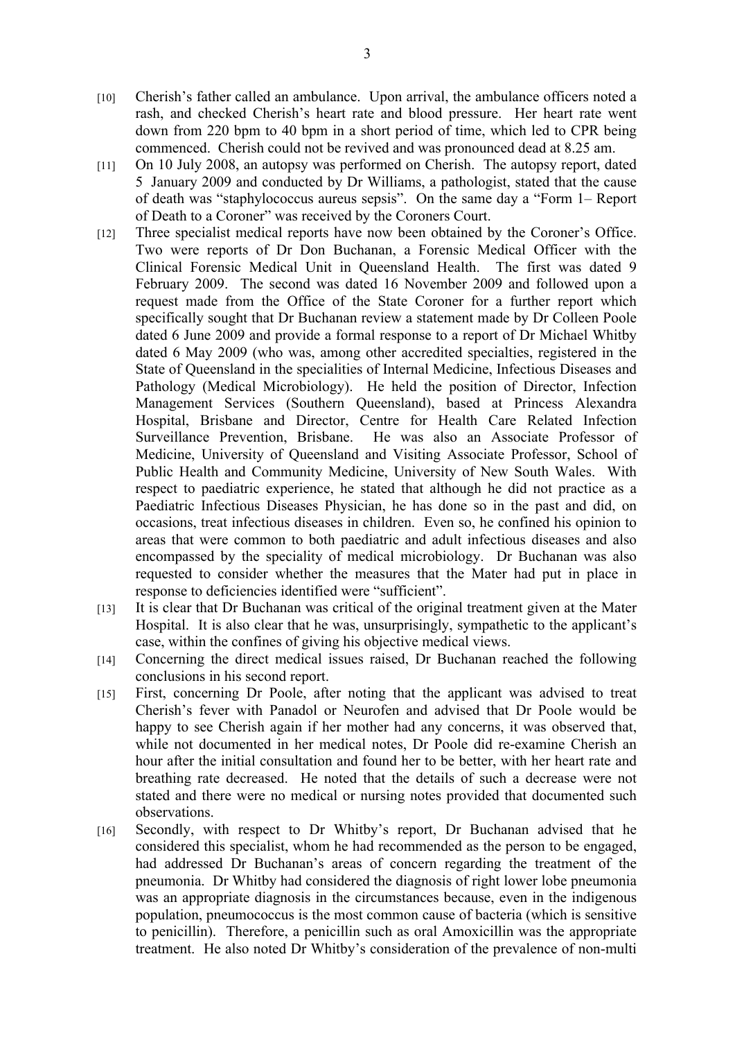[10] Cherish's father called an ambulance. Upon arrival, the ambulance officers noted a rash, and checked Cherish's heart rate and blood pressure. Her heart rate went down from 220 bpm to 40 bpm in a short period of time, which led to CPR being commenced. Cherish could not be revived and was pronounced dead at 8.25 am.

[11] On 10 July 2008, an autopsy was performed on Cherish. The autopsy report, dated 5 January 2009 and conducted by Dr Williams, a pathologist, stated that the cause of death was "staphylococcus aureus sepsis". On the same day a "Form 1– Report of Death to a Coroner" was received by the Coroners Court.

[12] Three specialist medical reports have now been obtained by the Coroner's Office. Two were reports of Dr Don Buchanan, a Forensic Medical Officer with the Clinical Forensic Medical Unit in Queensland Health. The first was dated 9 February 2009. The second was dated 16 November 2009 and followed upon a request made from the Office of the State Coroner for a further report which specifically sought that Dr Buchanan review a statement made by Dr Colleen Poole dated 6 June 2009 and provide a formal response to a report of Dr Michael Whitby dated 6 May 2009 (who was, among other accredited specialties, registered in the State of Queensland in the specialities of Internal Medicine, Infectious Diseases and Pathology (Medical Microbiology). He held the position of Director, Infection Management Services (Southern Queensland), based at Princess Alexandra Hospital, Brisbane and Director, Centre for Health Care Related Infection Surveillance Prevention, Brisbane. He was also an Associate Professor of Medicine, University of Queensland and Visiting Associate Professor, School of Public Health and Community Medicine, University of New South Wales. With respect to paediatric experience, he stated that although he did not practice as a Paediatric Infectious Diseases Physician, he has done so in the past and did, on occasions, treat infectious diseases in children. Even so, he confined his opinion to areas that were common to both paediatric and adult infectious diseases and also encompassed by the speciality of medical microbiology. Dr Buchanan was also requested to consider whether the measures that the Mater had put in place in response to deficiencies identified were "sufficient".

[13] It is clear that Dr Buchanan was critical of the original treatment given at the Mater Hospital. It is also clear that he was, unsurprisingly, sympathetic to the applicant's case, within the confines of giving his objective medical views.

[14] Concerning the direct medical issues raised, Dr Buchanan reached the following conclusions in his second report.

[15] First, concerning Dr Poole, after noting that the applicant was advised to treat Cherish's fever with Panadol or Neurofen and advised that Dr Poole would be happy to see Cherish again if her mother had any concerns, it was observed that, while not documented in her medical notes, Dr Poole did re-examine Cherish an hour after the initial consultation and found her to be better, with her heart rate and breathing rate decreased. He noted that the details of such a decrease were not stated and there were no medical or nursing notes provided that documented such observations.

[16] Secondly, with respect to Dr Whitby's report, Dr Buchanan advised that he considered this specialist, whom he had recommended as the person to be engaged, had addressed Dr Buchanan's areas of concern regarding the treatment of the pneumonia. Dr Whitby had considered the diagnosis of right lower lobe pneumonia was an appropriate diagnosis in the circumstances because, even in the indigenous population, pneumococcus is the most common cause of bacteria (which is sensitive to penicillin). Therefore, a penicillin such as oral Amoxicillin was the appropriate treatment. He also noted Dr Whitby's consideration of the prevalence of non-multi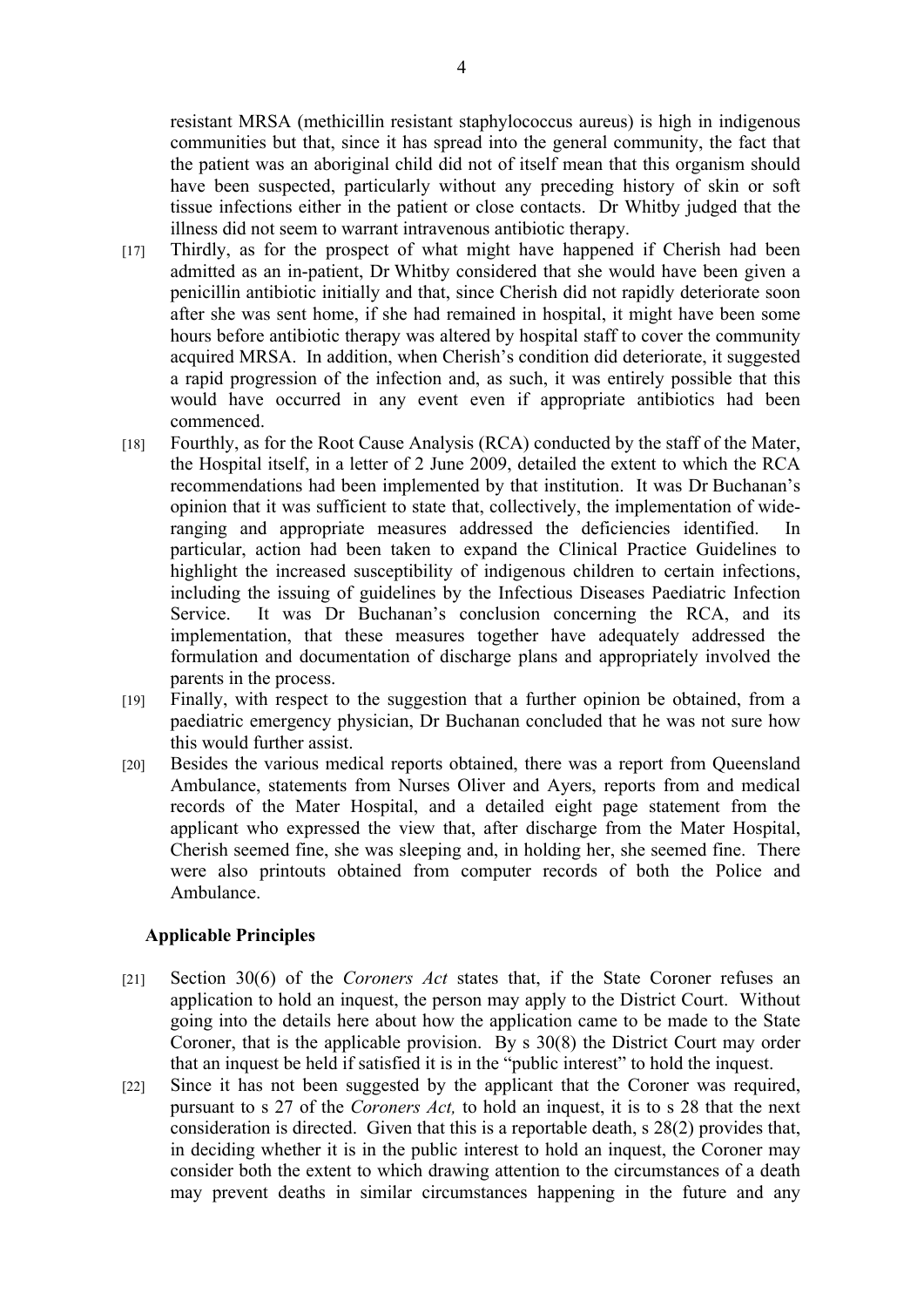resistant MRSA (methicillin resistant staphylococcus aureus) is high in indigenous communities but that, since it has spread into the general community, the fact that the patient was an aboriginal child did not of itself mean that this organism should have been suspected, particularly without any preceding history of skin or soft tissue infections either in the patient or close contacts. Dr Whitby judged that the illness did not seem to warrant intravenous antibiotic therapy.

[17] Thirdly, as for the prospect of what might have happened if Cherish had been admitted as an in-patient, Dr Whitby considered that she would have been given a penicillin antibiotic initially and that, since Cherish did not rapidly deteriorate soon after she was sent home, if she had remained in hospital, it might have been some hours before antibiotic therapy was altered by hospital staff to cover the community acquired MRSA. In addition, when Cherish's condition did deteriorate, it suggested a rapid progression of the infection and, as such, it was entirely possible that this would have occurred in any event even if appropriate antibiotics had been commenced.

[18] Fourthly, as for the Root Cause Analysis (RCA) conducted by the staff of the Mater, the Hospital itself, in a letter of 2 June 2009, detailed the extent to which the RCA recommendations had been implemented by that institution. It was Dr Buchanan's opinion that it was sufficient to state that, collectively, the implementation of wide-ranging and appropriate measures addressed the deficiencies identified. In particular, action had been taken to expand the Clinical Practice Guidelines to highlight the increased susceptibility of indigenous children to certain infections, including the issuing of guidelines by the Infectious Diseases Paediatric Infection Service. It was Dr Buchanan's conclusion concerning the RCA, and its implementation, that these measures together have adequately addressed the formulation and documentation of discharge plans and appropriately involved the parents in the process.

[19] Finally, with respect to the suggestion that a further opinion be obtained, from a paediatric emergency physician, Dr Buchanan concluded that he was not sure how this would further assist.

[20] Besides the various medical reports obtained, there was a report from Queensland Ambulance, statements from Nurses Oliver and Ayers, reports from and medical records of the Mater Hospital, and a detailed eight page statement from the applicant who expressed the view that, after discharge from the Mater Hospital, Cherish seemed fine, she was sleeping and, in holding her, she seemed fine. There were also printouts obtained from computer records of both the Police and Ambulance.

## Applicable Principles

[21] Section 30(6) of the *Coroners Act* states that, if the State Coroner refuses an application to hold an inquest, the person may apply to the District Court. Without going into the details here about how the application came to be made to the State Coroner, that is the applicable provision. By s 30(8) the District Court may order that an inquest be held if satisfied it is in the "public interest" to hold the inquest.

[22] Since it has not been suggested by the applicant that the Coroner was required, pursuant to s 27 of the *Coroners Act,* to hold an inquest, it is to s 28 that the next consideration is directed. Given that this is a reportable death, s 28(2) provides that, in deciding whether it is in the public interest to hold an inquest, the Coroner may consider both the extent to which drawing attention to the circumstances of a death may prevent deaths in similar circumstances happening in the future and any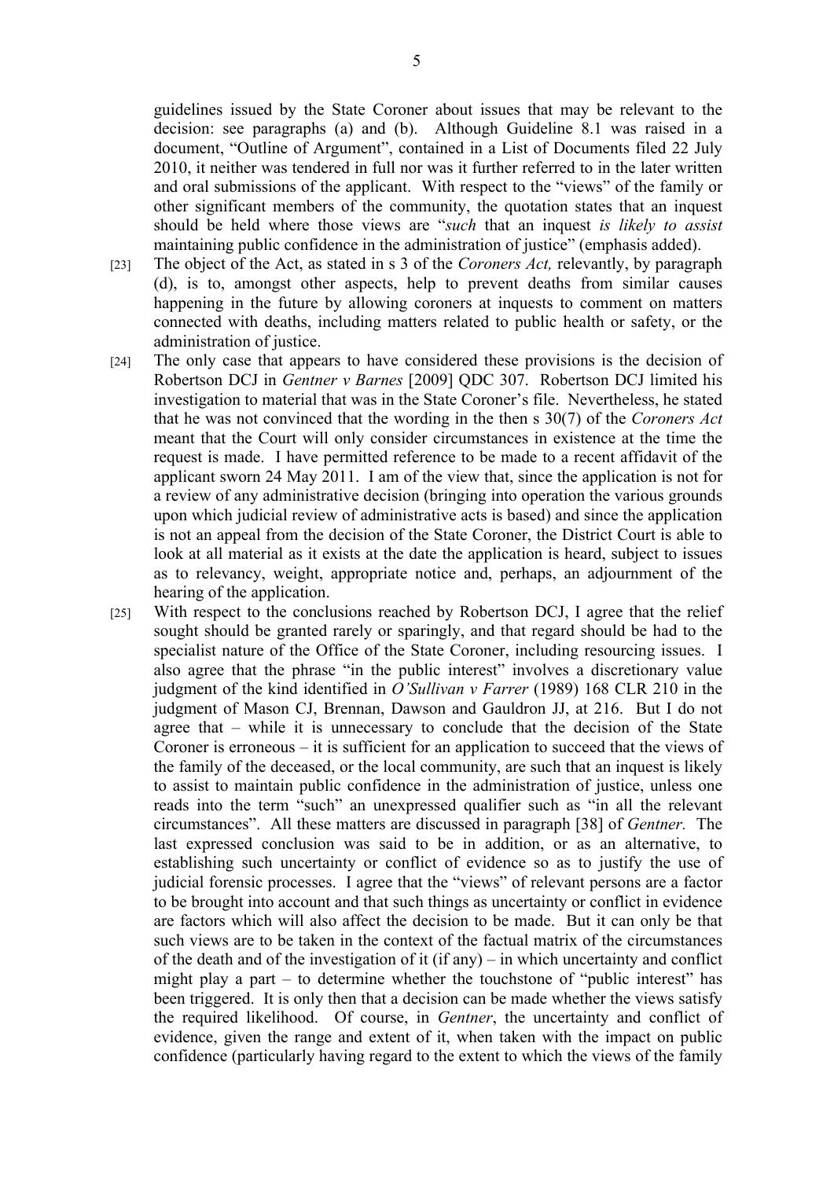guidelines issued by the State Coroner about issues that may be relevant to the decision: see paragraphs (a) and (b). Although Guideline 8.1 was raised in a document, "Outline of Argument", contained in a List of Documents filed 22 July 2010, it neither was tendered in full nor was it further referred to in the later written and oral submissions of the applicant. With respect to the "views" of the family or other significant members of the community, the quotation states that an inquest should be held where those views are "*such* that an inquest *is likely to assist* maintaining public confidence in the administration of justice" (emphasis added).

[23] The object of the Act, as stated in s 3 of the *Coroners Act,* relevantly, by paragraph (d), is to, amongst other aspects, help to prevent deaths from similar causes happening in the future by allowing coroners at inquests to comment on matters connected with deaths, including matters related to public health or safety, or the administration of justice.

[24] The only case that appears to have considered these provisions is the decision of Robertson DCJ in *Gentner v Barnes* [2009] QDC 307. Robertson DCJ limited his investigation to material that was in the State Coroner's file. Nevertheless, he stated that he was not convinced that the wording in the then s 30(7) of the *Coroners Act* meant that the Court will only consider circumstances in existence at the time the request is made. I have permitted reference to be made to a recent affidavit of the applicant sworn 24 May 2011. I am of the view that, since the application is not for a review of any administrative decision (bringing into operation the various grounds upon which judicial review of administrative acts is based) and since the application is not an appeal from the decision of the State Coroner, the District Court is able to look at all material as it exists at the date the application is heard, subject to issues as to relevancy, weight, appropriate notice and, perhaps, an adjournment of the hearing of the application.

[25] With respect to the conclusions reached by Robertson DCJ, I agree that the relief sought should be granted rarely or sparingly, and that regard should be had to the specialist nature of the Office of the State Coroner, including resourcing issues. I also agree that the phrase "in the public interest" involves a discretionary value judgment of the kind identified in *O'Sullivan v Farrer* (1989) 168 CLR 210 in the judgment of Mason CJ, Brennan, Dawson and Gauldron JJ, at 216. But I do not agree that – while it is unnecessary to conclude that the decision of the State Coroner is erroneous – it is sufficient for an application to succeed that the views of the family of the deceased, or the local community, are such that an inquest is likely to assist to maintain public confidence in the administration of justice, unless one reads into the term "such" an unexpressed qualifier such as "in all the relevant circumstances". All these matters are discussed in paragraph [38] of *Gentner.* The last expressed conclusion was said to be in addition, or as an alternative, to establishing such uncertainty or conflict of evidence so as to justify the use of judicial forensic processes. I agree that the "views" of relevant persons are a factor to be brought into account and that such things as uncertainty or conflict in evidence are factors which will also affect the decision to be made. But it can only be that such views are to be taken in the context of the factual matrix of the circumstances of the death and of the investigation of it (if any) – in which uncertainty and conflict might play a part – to determine whether the touchstone of "public interest" has been triggered. It is only then that a decision can be made whether the views satisfy the required likelihood. Of course, in *Gentner*, the uncertainty and conflict of evidence, given the range and extent of it, when taken with the impact on public confidence (particularly having regard to the extent to which the views of the family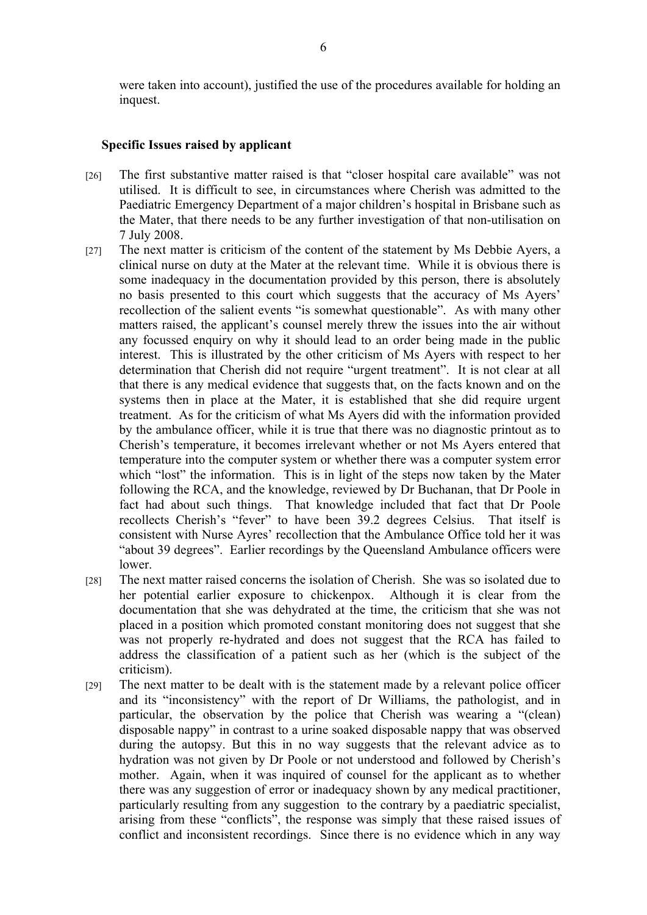were taken into account), justified the use of the procedures available for holding an inquest.

**Specific Issues raised by applicant**

[26] The first substantive matter raised is that "closer hospital care available" was not utilised. It is difficult to see, in circumstances where Cherish was admitted to the Paediatric Emergency Department of a major children's hospital in Brisbane such as the Mater, that there needs to be any further investigation of that non-utilisation on 7 July 2008.

[27] The next matter is criticism of the content of the statement by Ms Debbie Ayers, a clinical nurse on duty at the Mater at the relevant time. While it is obvious there is some inadequacy in the documentation provided by this person, there is absolutely no basis presented to this court which suggests that the accuracy of Ms Ayers' recollection of the salient events "is somewhat questionable". As with many other matters raised, the applicant's counsel merely threw the issues into the air without any focussed enquiry on why it should lead to an order being made in the public interest. This is illustrated by the other criticism of Ms Ayers with respect to her determination that Cherish did not require "urgent treatment". It is not clear at all that there is any medical evidence that suggests that, on the facts known and on the systems then in place at the Mater, it is established that she did require urgent treatment. As for the criticism of what Ms Ayers did with the information provided by the ambulance officer, while it is true that there was no diagnostic printout as to Cherish's temperature, it becomes irrelevant whether or not Ms Ayers entered that temperature into the computer system or whether there was a computer system error which "lost" the information. This is in light of the steps now taken by the Mater following the RCA, and the knowledge, reviewed by Dr Buchanan, that Dr Poole in fact had about such things. That knowledge included that fact that Dr Poole recollects Cherish's "fever" to have been 39.2 degrees Celsius. That itself is consistent with Nurse Ayres' recollection that the Ambulance Office told her it was "about 39 degrees". Earlier recordings by the Queensland Ambulance officers were lower.

[28] The next matter raised concerns the isolation of Cherish. She was so isolated due to her potential earlier exposure to chickenpox. Although it is clear from the documentation that she was dehydrated at the time, the criticism that she was not placed in a position which promoted constant monitoring does not suggest that she was not properly re-hydrated and does not suggest that the RCA has failed to address the classification of a patient such as her (which is the subject of the criticism).

[29] The next matter to be dealt with is the statement made by a relevant police officer and its "inconsistency" with the report of Dr Williams, the pathologist, and in particular, the observation by the police that Cherish was wearing a "(clean) disposable nappy" in contrast to a urine soaked disposable nappy that was observed during the autopsy. But this in no way suggests that the relevant advice as to hydration was not given by Dr Poole or not understood and followed by Cherish's mother. Again, when it was inquired of counsel for the applicant as to whether there was any suggestion of error or inadequacy shown by any medical practitioner, particularly resulting from any suggestion to the contrary by a paediatric specialist, arising from these "conflicts", the response was simply that these raised issues of conflict and inconsistent recordings. Since there is no evidence which in any way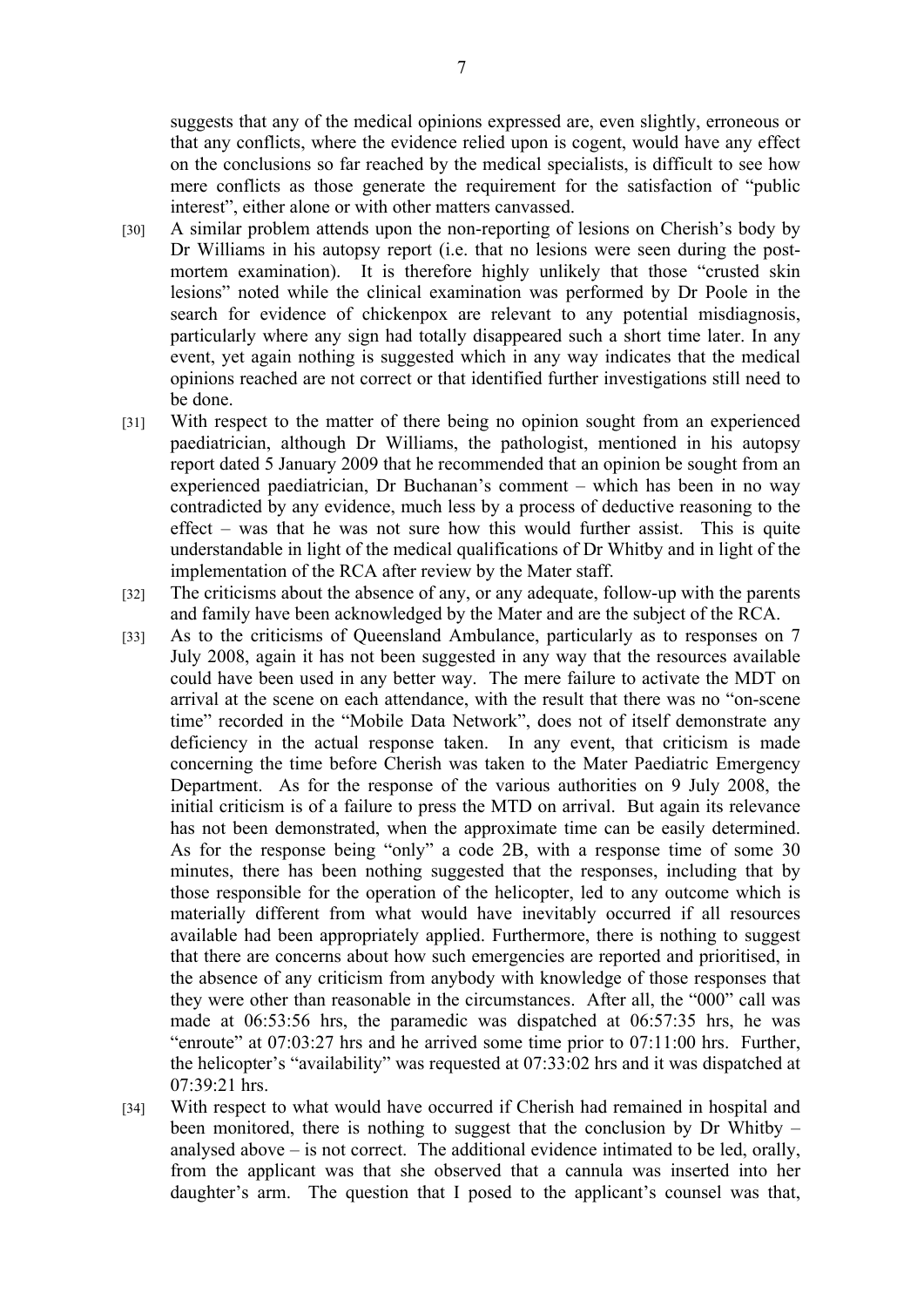suggests that any of the medical opinions expressed are, even slightly, erroneous or that any conflicts, where the evidence relied upon is cogent, would have any effect on the conclusions so far reached by the medical specialists, is difficult to see how mere conflicts as those generate the requirement for the satisfaction of "public interest", either alone or with other matters canvassed.

[30] A similar problem attends upon the non-reporting of lesions on Cherish's body by Dr Williams in his autopsy report (i.e. that no lesions were seen during the post-mortem examination). It is therefore highly unlikely that those "crusted skin lesions" noted while the clinical examination was performed by Dr Poole in the search for evidence of chickenpox are relevant to any potential misdiagnosis, particularly where any sign had totally disappeared such a short time later. In any event, yet again nothing is suggested which in any way indicates that the medical opinions reached are not correct or that identified further investigations still need to be done.

[31] With respect to the matter of there being no opinion sought from an experienced paediatrician, although Dr Williams, the pathologist, mentioned in his autopsy report dated 5 January 2009 that he recommended that an opinion be sought from an experienced paediatrician, Dr Buchanan's comment – which has been in no way contradicted by any evidence, much less by a process of deductive reasoning to the effect – was that he was not sure how this would further assist. This is quite understandable in light of the medical qualifications of Dr Whitby and in light of the implementation of the RCA after review by the Mater staff.

[32] The criticisms about the absence of any, or any adequate, follow-up with the parents and family have been acknowledged by the Mater and are the subject of the RCA.

[33] As to the criticisms of Queensland Ambulance, particularly as to responses on 7 July 2008, again it has not been suggested in any way that the resources available could have been used in any better way. The mere failure to activate the MDT on arrival at the scene on each attendance, with the result that there was no "on-scene time" recorded in the "Mobile Data Network", does not of itself demonstrate any deficiency in the actual response taken. In any event, that criticism is made concerning the time before Cherish was taken to the Mater Paediatric Emergency Department. As for the response of the various authorities on 9 July 2008, the initial criticism is of a failure to press the MTD on arrival. But again its relevance has not been demonstrated, when the approximate time can be easily determined. As for the response being "only" a code 2B, with a response time of some 30 minutes, there has been nothing suggested that the responses, including that by those responsible for the operation of the helicopter, led to any outcome which is materially different from what would have inevitably occurred if all resources available had been appropriately applied. Furthermore, there is nothing to suggest that there are concerns about how such emergencies are reported and prioritised, in the absence of any criticism from anybody with knowledge of those responses that they were other than reasonable in the circumstances. After all, the "000" call was made at 06:53:56 hrs, the paramedic was dispatched at 06:57:35 hrs, he was "enroute" at 07:03:27 hrs and he arrived some time prior to 07:11:00 hrs. Further, the helicopter's "availability" was requested at 07:33:02 hrs and it was dispatched at 07:39:21 hrs.

[34] With respect to what would have occurred if Cherish had remained in hospital and been monitored, there is nothing to suggest that the conclusion by Dr Whitby – analysed above – is not correct. The additional evidence intimated to be led, orally, from the applicant was that she observed that a cannula was inserted into her daughter's arm. The question that I posed to the applicant's counsel was that,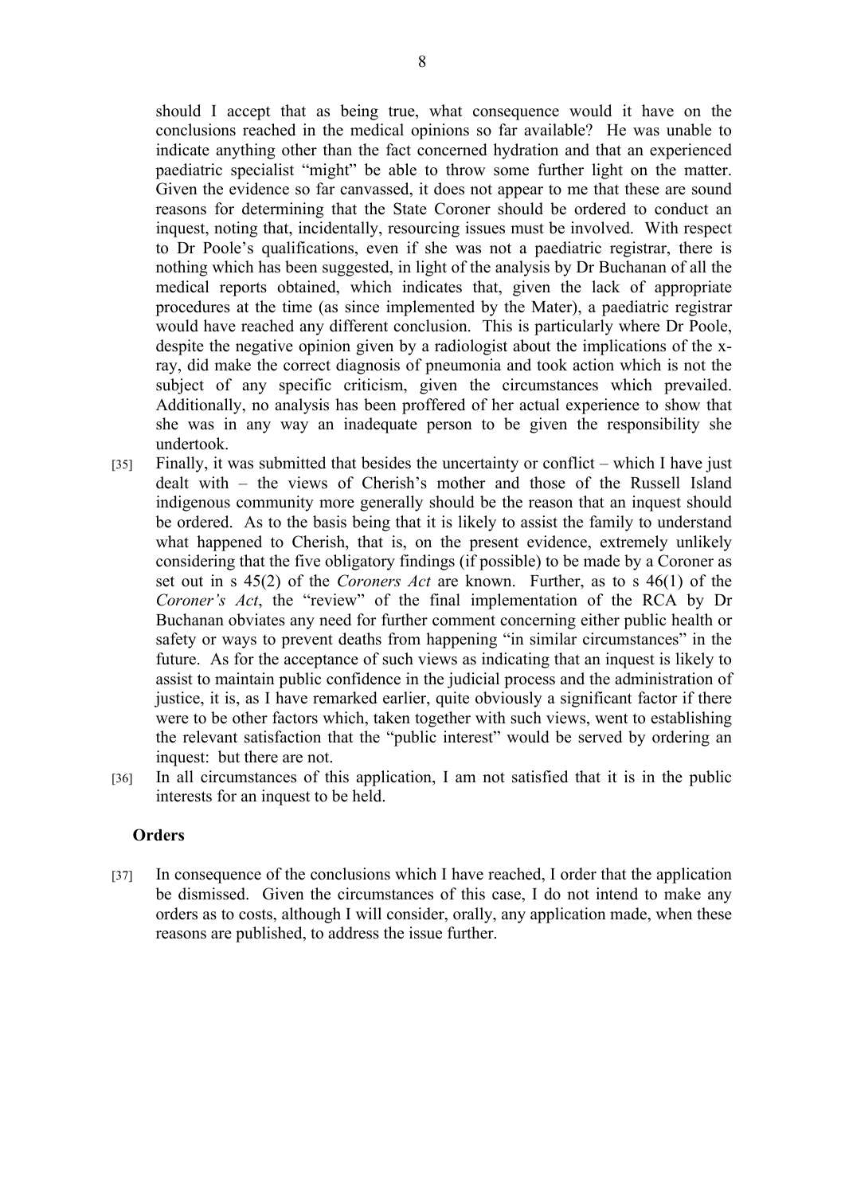should I accept that as being true, what consequence would it have on the conclusions reached in the medical opinions so far available? He was unable to indicate anything other than the fact concerned hydration and that an experienced paediatric specialist "might" be able to throw some further light on the matter. Given the evidence so far canvassed, it does not appear to me that these are sound reasons for determining that the State Coroner should be ordered to conduct an inquest, noting that, incidentally, resourcing issues must be involved. With respect to Dr Poole's qualifications, even if she was not a paediatric registrar, there is nothing which has been suggested, in light of the analysis by Dr Buchanan of all the medical reports obtained, which indicates that, given the lack of appropriate procedures at the time (as since implemented by the Mater), a paediatric registrar would have reached any different conclusion. This is particularly where Dr Poole, despite the negative opinion given by a radiologist about the implications of the x-ray, did make the correct diagnosis of pneumonia and took action which is not the subject of any specific criticism, given the circumstances which prevailed. Additionally, no analysis has been proffered of her actual experience to show that she was in any way an inadequate person to be given the responsibility she undertook.

[35] Finally, it was submitted that besides the uncertainty or conflict – which I have just dealt with – the views of Cherish's mother and those of the Russell Island indigenous community more generally should be the reason that an inquest should be ordered. As to the basis being that it is likely to assist the family to understand what happened to Cherish, that is, on the present evidence, extremely unlikely considering that the five obligatory findings (if possible) to be made by a Coroner as set out in s 45(2) of the *Coroners Act* are known. Further, as to s 46(1) of the *Coroner's Act*, the "review" of the final implementation of the RCA by Dr Buchanan obviates any need for further comment concerning either public health or safety or ways to prevent deaths from happening "in similar circumstances" in the future. As for the acceptance of such views as indicating that an inquest is likely to assist to maintain public confidence in the judicial process and the administration of justice, it is, as I have remarked earlier, quite obviously a significant factor if there were to be other factors which, taken together with such views, went to establishing the relevant satisfaction that the "public interest" would be served by ordering an inquest: but there are not.

[36] In all circumstances of this application, I am not satisfied that it is in the public interests for an inquest to be held.

## Orders

[37] In consequence of the conclusions which I have reached, I order that the application be dismissed. Given the circumstances of this case, I do not intend to make any orders as to costs, although I will consider, orally, any application made, when these reasons are published, to address the issue further.